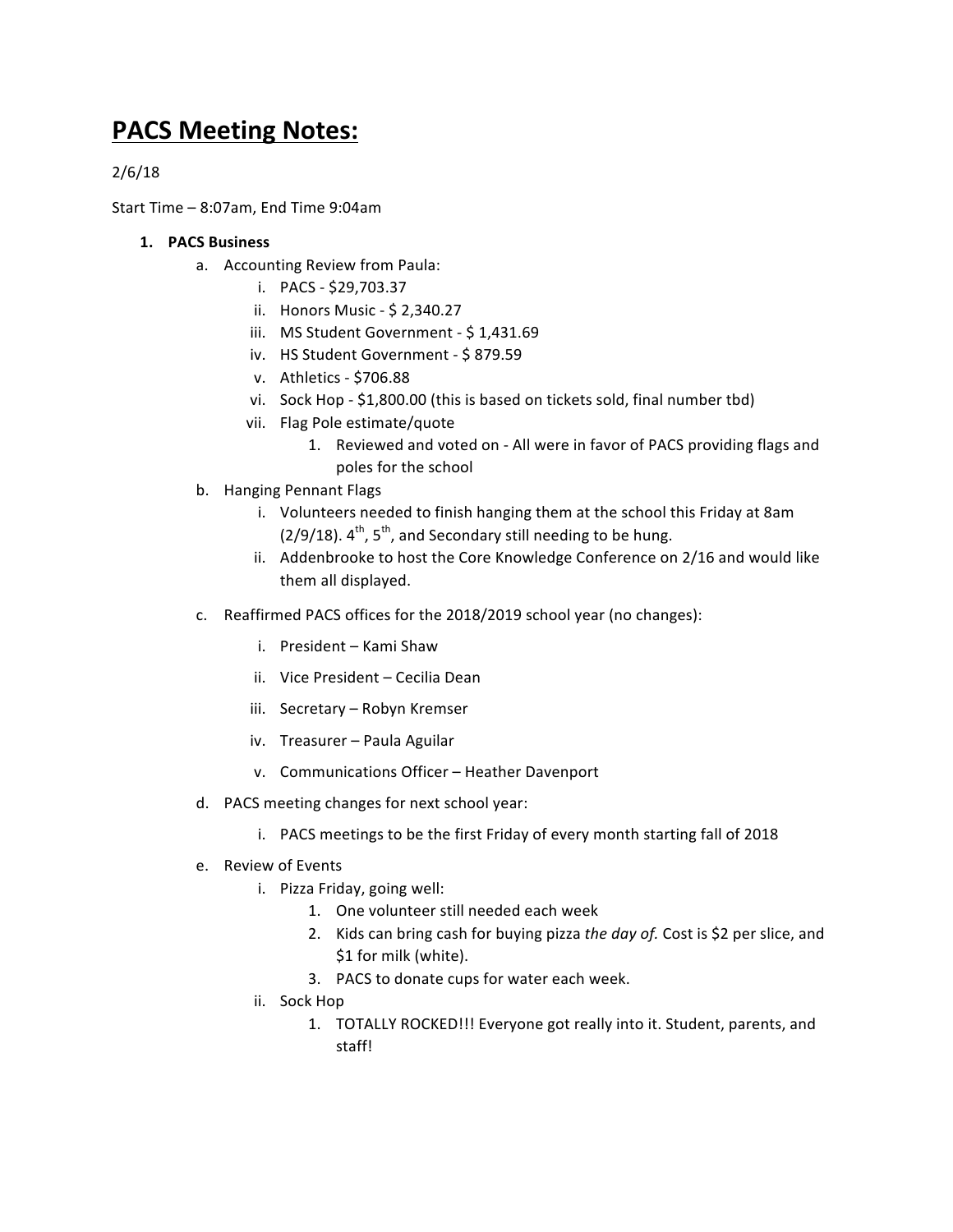# PACS Meeting Notes:

2/6/18

Start Time – 8:07am, End Time 9:04am

1. **PACS Business**
    a. Accounting Review from Paula:
        i. PACS - $29,703.37
        ii. Honors Music - $ 2,340.27
        iii. MS Student Government - $ 1,431.69
        iv. HS Student Government - $ 879.59
        v. Athletics - $706.88
        vi. Sock Hop - $1,800.00 (this is based on tickets sold, final number tbd)
        vii. Flag Pole estimate/quote
            1. Reviewed and voted on - All were in favor of PACS providing flags and poles for the school
    b. Hanging Pennant Flags
        i. Volunteers needed to finish hanging them at the school this Friday at 8am (2/9/18). 4th, 5th, and Secondary still needing to be hung.
        ii. Addenbrooke to host the Core Knowledge Conference on 2/16 and would like them all displayed.
    c. Reaffirmed PACS offices for the 2018/2019 school year (no changes):
        i. President – Kami Shaw
        ii. Vice President – Cecilia Dean
        iii. Secretary – Robyn Kremser
        iv. Treasurer – Paula Aguilar
        v. Communications Officer – Heather Davenport
    d. PACS meeting changes for next school year:
        i. PACS meetings to be the first Friday of every month starting fall of 2018
    e. Review of Events
        i. Pizza Friday, going well:
            1. One volunteer still needed each week
            2. Kids can bring cash for buying pizza *the day of.* Cost is $2 per slice, and $1 for milk (white).
            3. PACS to donate cups for water each week.
        ii. Sock Hop
            1. TOTALLY ROCKED!!! Everyone got really into it. Student, parents, and staff!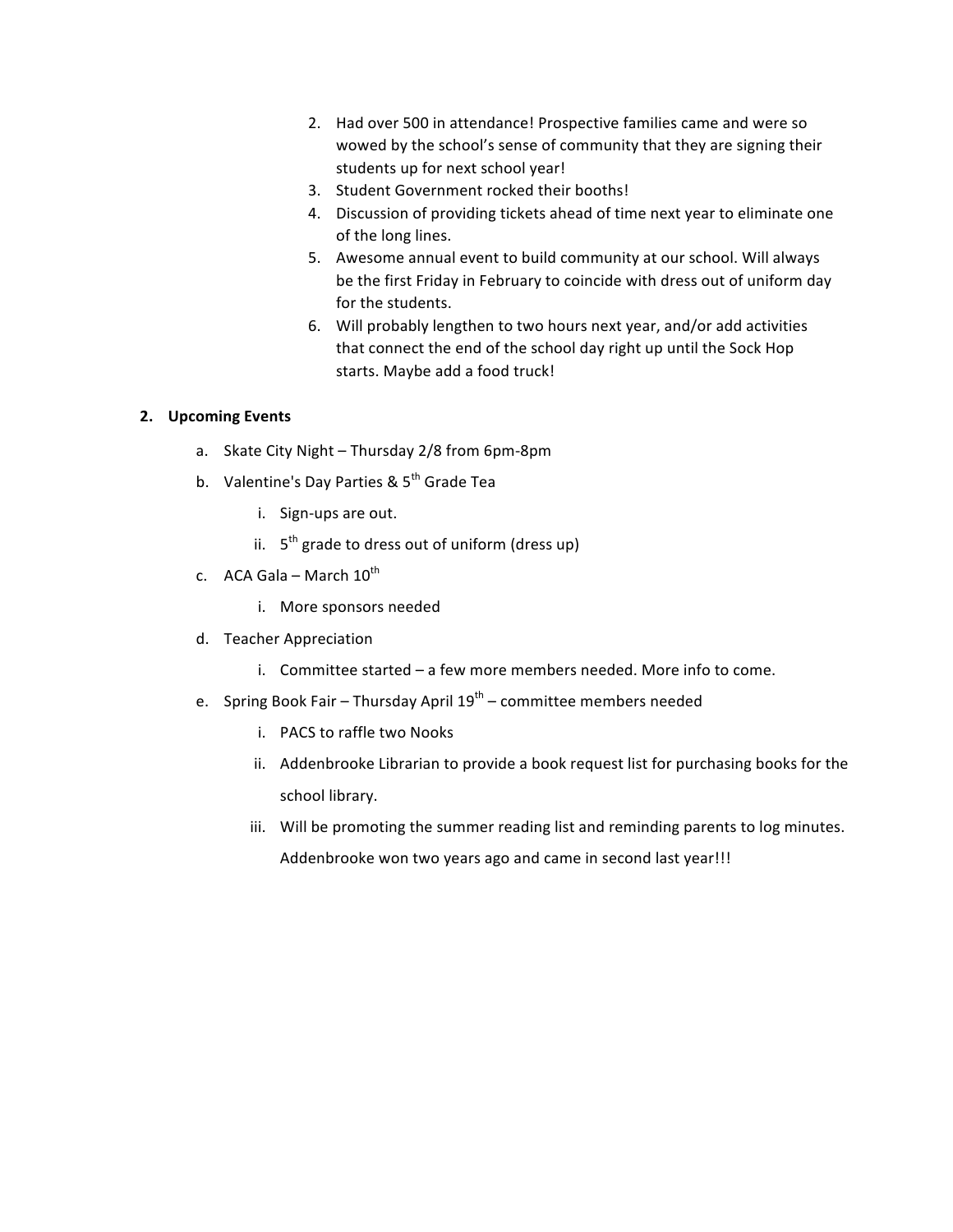2. Had over 500 in attendance! Prospective families came and were so wowed by the school's sense of community that they are signing their students up for next school year!
3. Student Government rocked their booths!
4. Discussion of providing tickets ahead of time next year to eliminate one of the long lines.
5. Awesome annual event to build community at our school. Will always be the first Friday in February to coincide with dress out of uniform day for the students.
6. Will probably lengthen to two hours next year, and/or add activities that connect the end of the school day right up until the Sock Hop starts. Maybe add a food truck!

**2. Upcoming Events**

a. Skate City Night – Thursday 2/8 from 6pm-8pm

b. Valentine's Day Parties & 5th Grade Tea

  i. Sign-ups are out.

  ii. 5th grade to dress out of uniform (dress up)

c. ACA Gala – March 10th

  i. More sponsors needed

d. Teacher Appreciation

  i. Committee started – a few more members needed. More info to come.

e. Spring Book Fair – Thursday April 19th – committee members needed

  i. PACS to raffle two Nooks

  ii. Addenbrooke Librarian to provide a book request list for purchasing books for the school library.

  iii. Will be promoting the summer reading list and reminding parents to log minutes. Addenbrooke won two years ago and came in second last year!!!